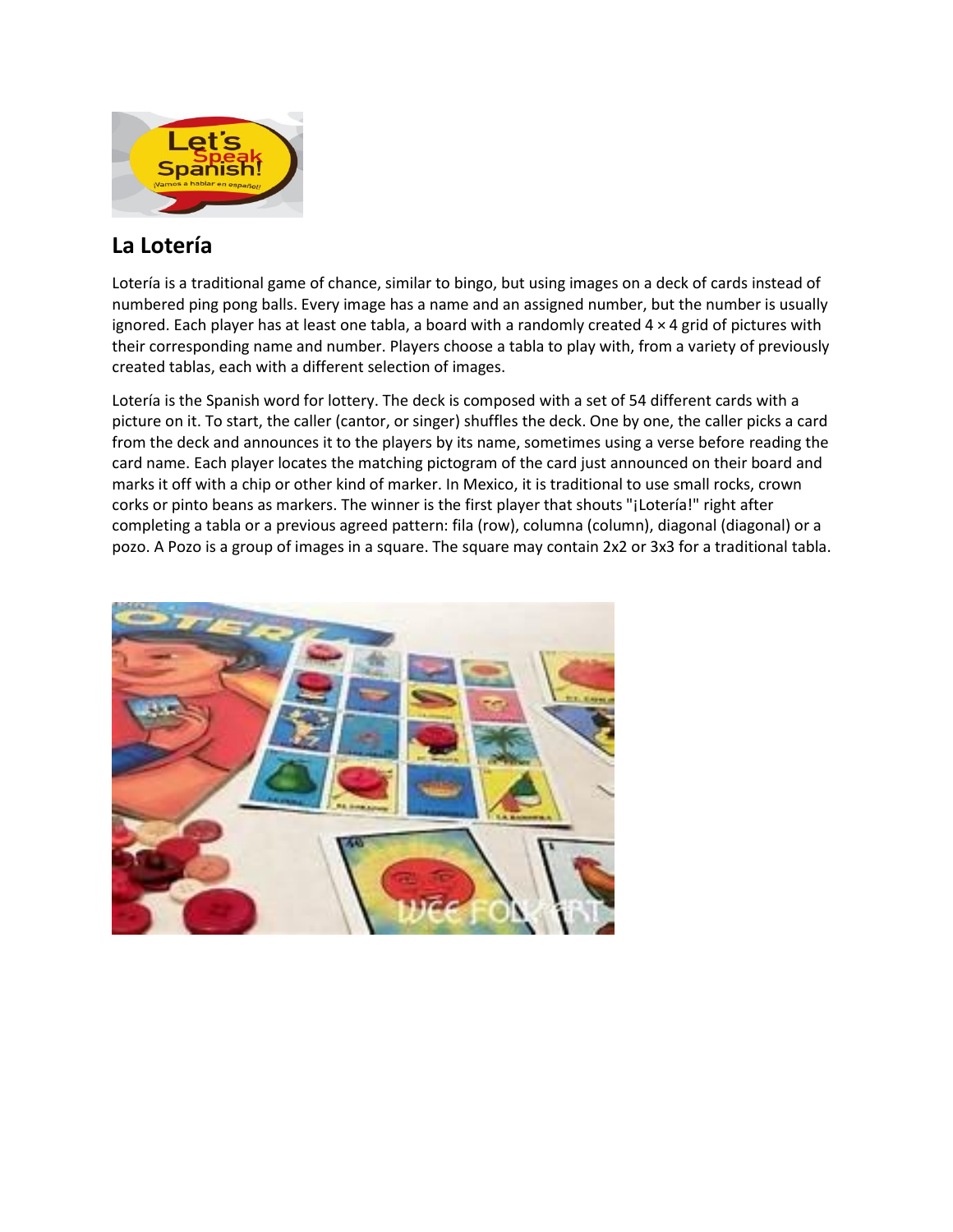## La Lotería

Lotería is a traditional game of chance, similar to bingo, but using images on a deck of cards instead of numbered ping pong balls. Every image has a name and an assigned number, but the number is usually ignored. Each player has at least one tabla, a board with a randomly created 4 × 4 grid of pictures with their corresponding name and number. Players choose a tabla to play with, from a variety of previously created tablas, each with a different selection of images.

Lotería is the Spanish word for lottery. The deck is composed with a set of 54 different cards with a picture on it. To start, the caller (cantor, or singer) shuffles the deck. One by one, the caller picks a card from the deck and announces it to the players by its name, sometimes using a verse before reading the card name. Each player locates the matching pictogram of the card just announced on their board and marks it off with a chip or other kind of marker. In Mexico, it is traditional to use small rocks, crown corks or pinto beans as markers. The winner is the first player that shouts "¡Lotería!" right after completing a tabla or a previous agreed pattern: fila (row), columna (column), diagonal (diagonal) or a pozo. A Pozo is a group of images in a square. The square may contain 2x2 or 3x3 for a traditional tabla.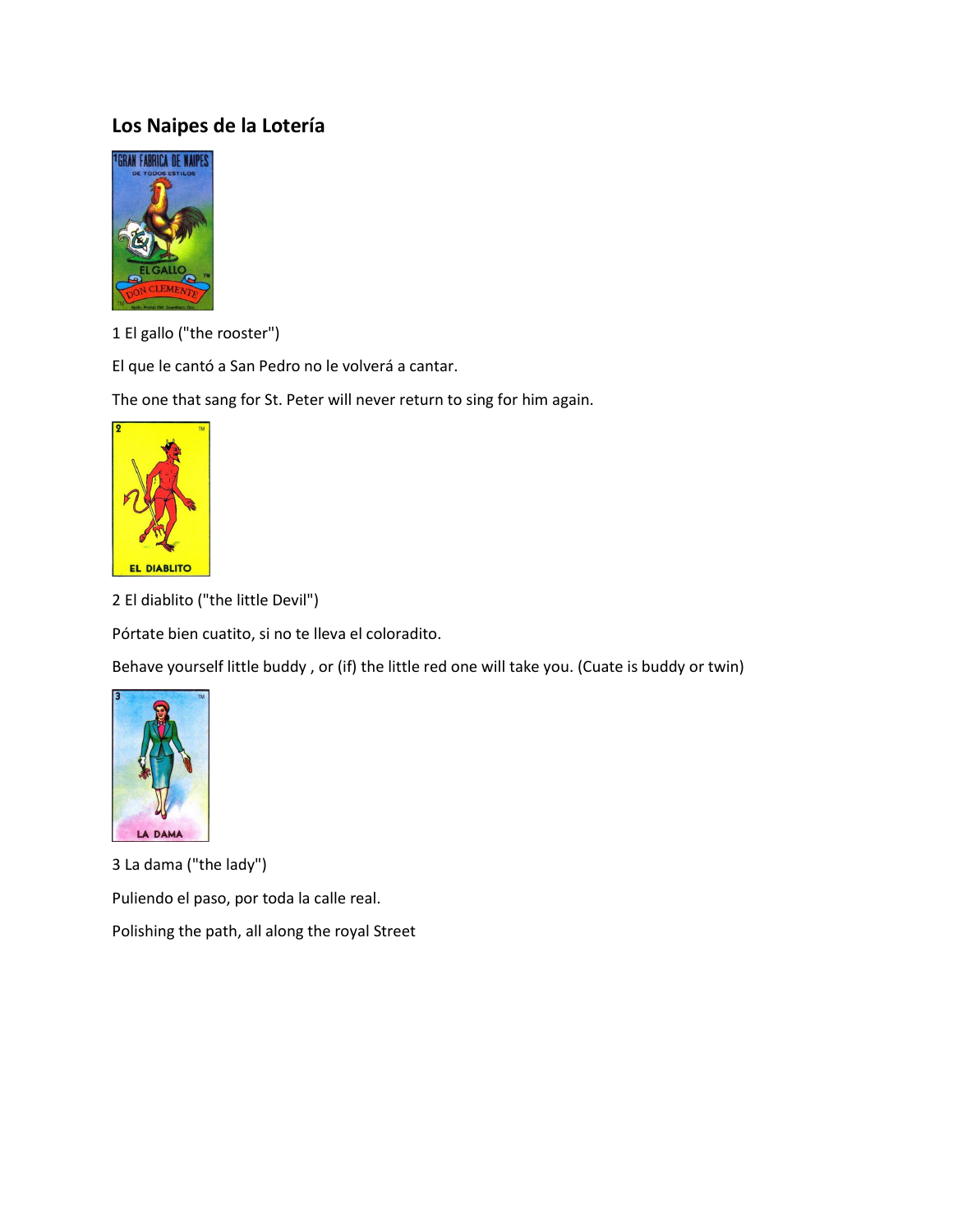## Los Naipes de la Lotería

1 El gallo ("the rooster")

El que le cantó a San Pedro no le volverá a cantar.

The one that sang for St. Peter will never return to sing for him again.

2 El diablito ("the little Devil")

Pórtate bien cuatito, si no te lleva el coloradito.

Behave yourself little buddy , or (if) the little red one will take you. (Cuate is buddy or twin)

3 La dama ("the lady")

Puliendo el paso, por toda la calle real.

Polishing the path, all along the royal Street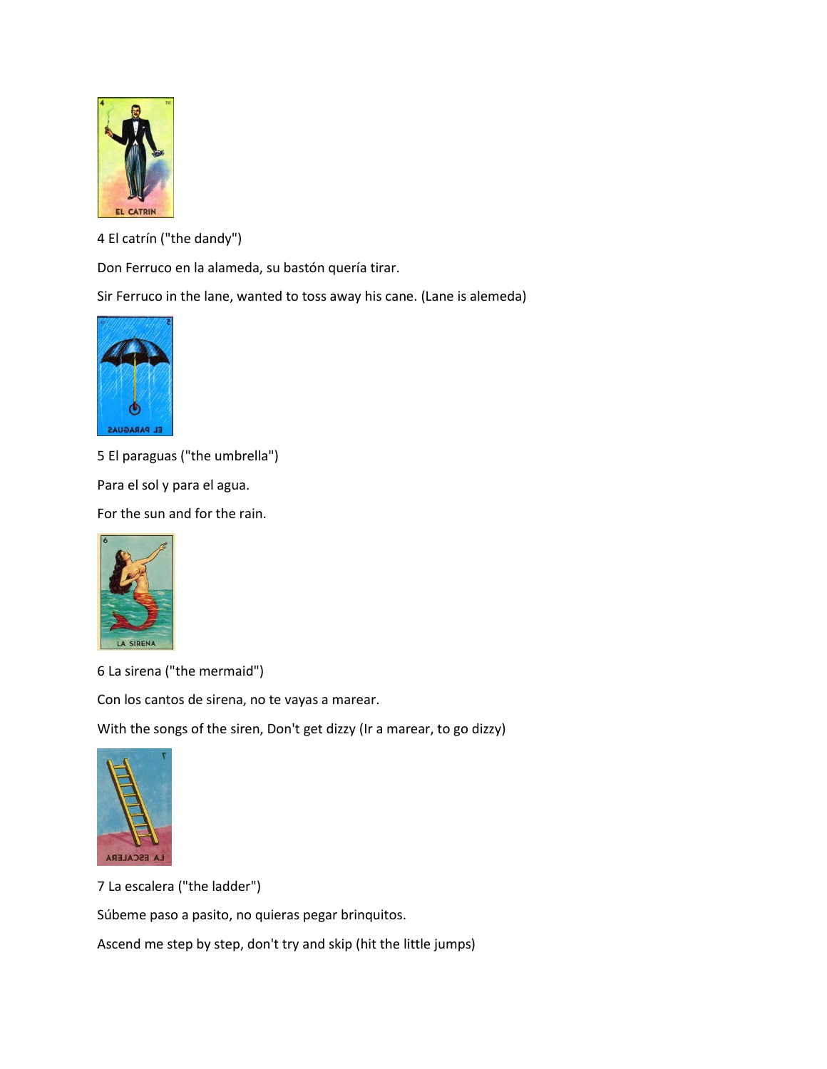4 El catrín ("the dandy")

Don Ferruco en la alameda, su bastón quería tirar.

Sir Ferruco in the lane, wanted to toss away his cane. (Lane is alemeda)

5 El paraguas ("the umbrella")

Para el sol y para el agua.

For the sun and for the rain.

6 La sirena ("the mermaid")

Con los cantos de sirena, no te vayas a marear.

With the songs of the siren, Don't get dizzy (Ir a marear, to go dizzy)

7 La escalera ("the ladder")

Súbeme paso a pasito, no quieras pegar brinquitos.

Ascend me step by step, don't try and skip (hit the little jumps)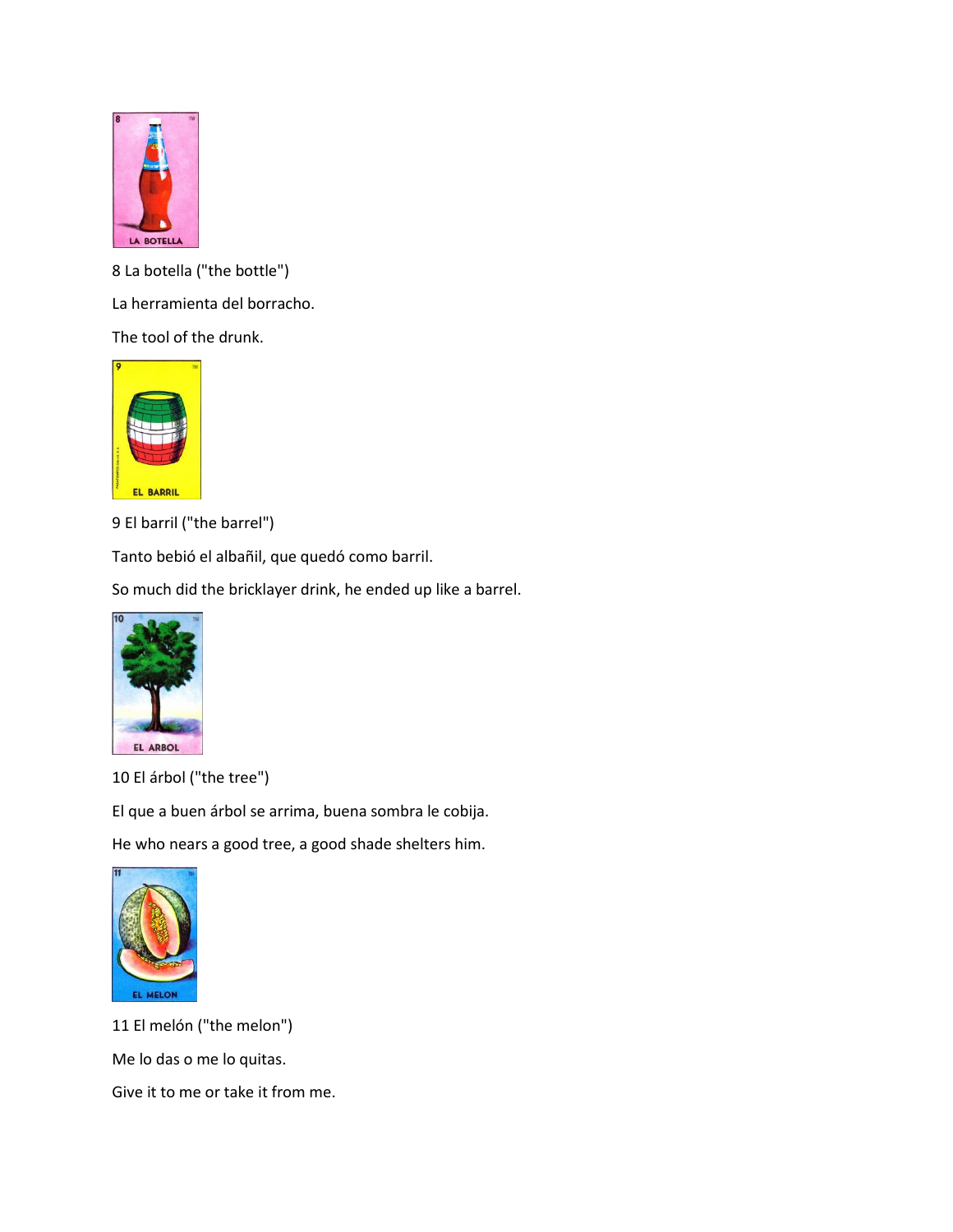8 La botella ("the bottle")

La herramienta del borracho.

The tool of the drunk.

9 El barril ("the barrel")

Tanto bebió el albañil, que quedó como barril.

So much did the bricklayer drink, he ended up like a barrel.

10 El árbol ("the tree")

El que a buen árbol se arrima, buena sombra le cobija.

He who nears a good tree, a good shade shelters him.

11 El melón ("the melon")

Me lo das o me lo quitas.

Give it to me or take it from me.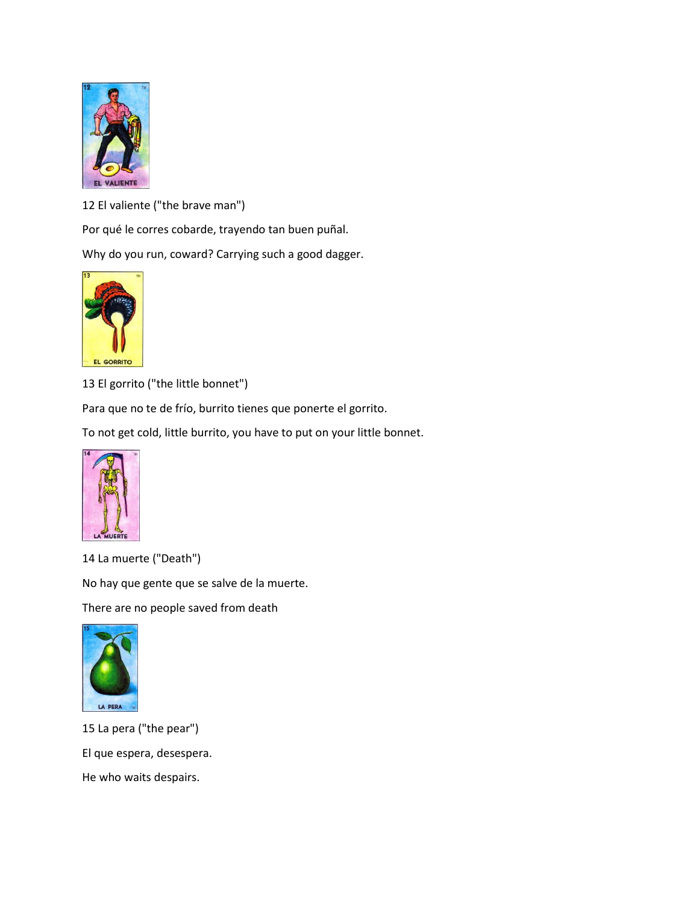12 El valiente ("the brave man")

Por qué le corres cobarde, trayendo tan buen puñal.

Why do you run, coward? Carrying such a good dagger.

13 El gorrito ("the little bonnet")

Para que no te de frío, burrito tienes que ponerte el gorrito.

To not get cold, little burrito, you have to put on your little bonnet.

14 La muerte ("Death")

No hay que gente que se salve de la muerte.

There are no people saved from death

15 La pera ("the pear")

El que espera, desespera.

He who waits despairs.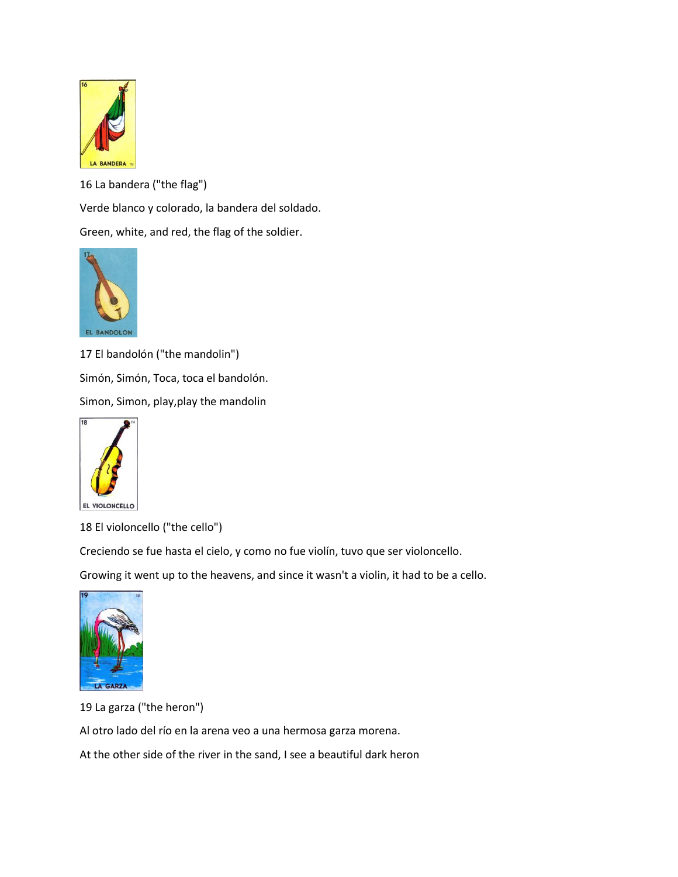16 La bandera ("the flag")

Verde blanco y colorado, la bandera del soldado.

Green, white, and red, the flag of the soldier.

17 El bandolón ("the mandolin")

Simón, Simón, Toca, toca el bandolón.

Simon, Simon, play,play the mandolin

18 El violoncello ("the cello")

Creciendo se fue hasta el cielo, y como no fue violín, tuvo que ser violoncello.

Growing it went up to the heavens, and since it wasn't a violin, it had to be a cello.

19 La garza ("the heron")

Al otro lado del río en la arena veo a una hermosa garza morena.

At the other side of the river in the sand, I see a beautiful dark heron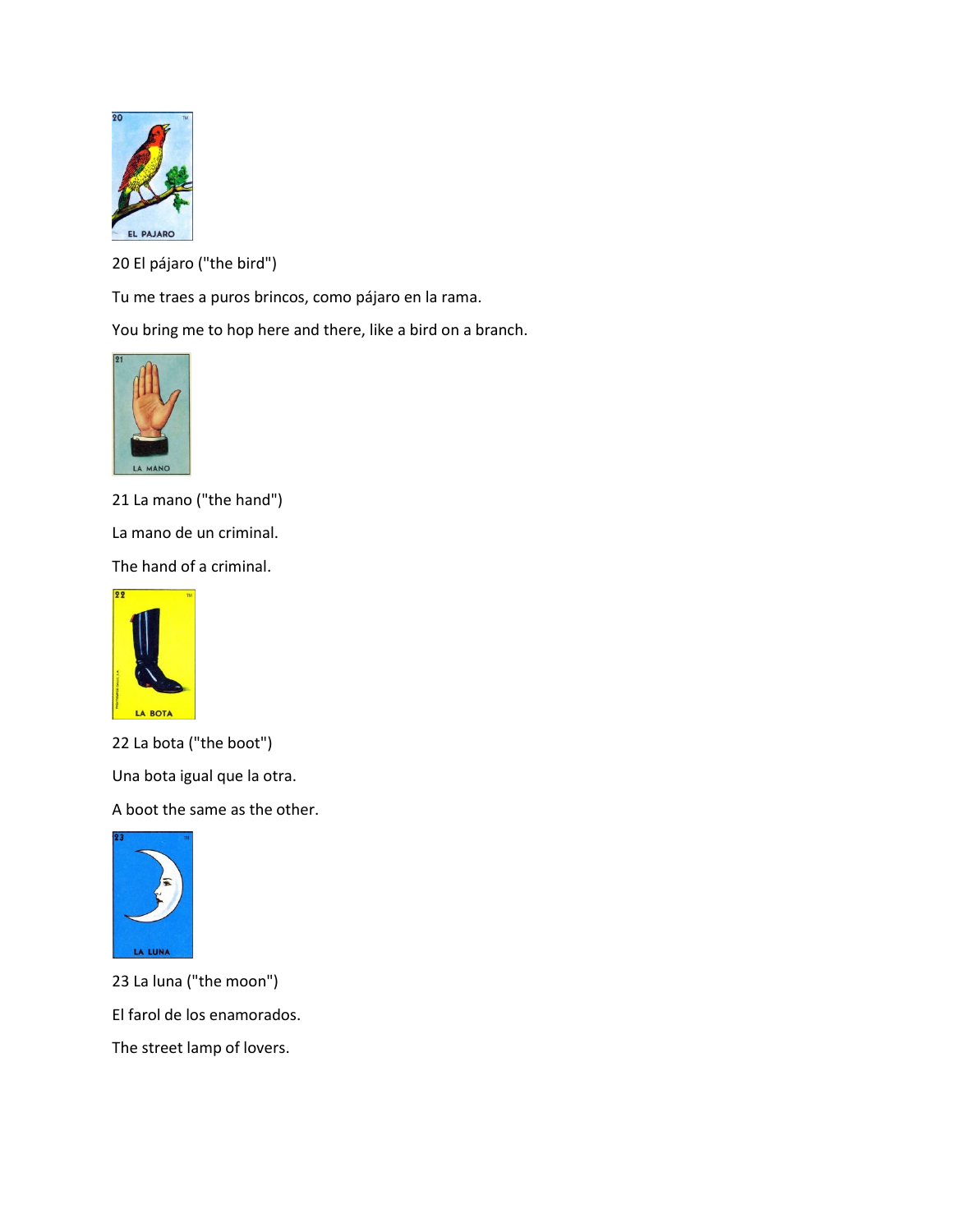20 El pájaro ("the bird")

Tu me traes a puros brincos, como pájaro en la rama.

You bring me to hop here and there, like a bird on a branch.

21 La mano ("the hand")

La mano de un criminal.

The hand of a criminal.

22 La bota ("the boot")

Una bota igual que la otra.

A boot the same as the other.

23 La luna ("the moon")

El farol de los enamorados.

The street lamp of lovers.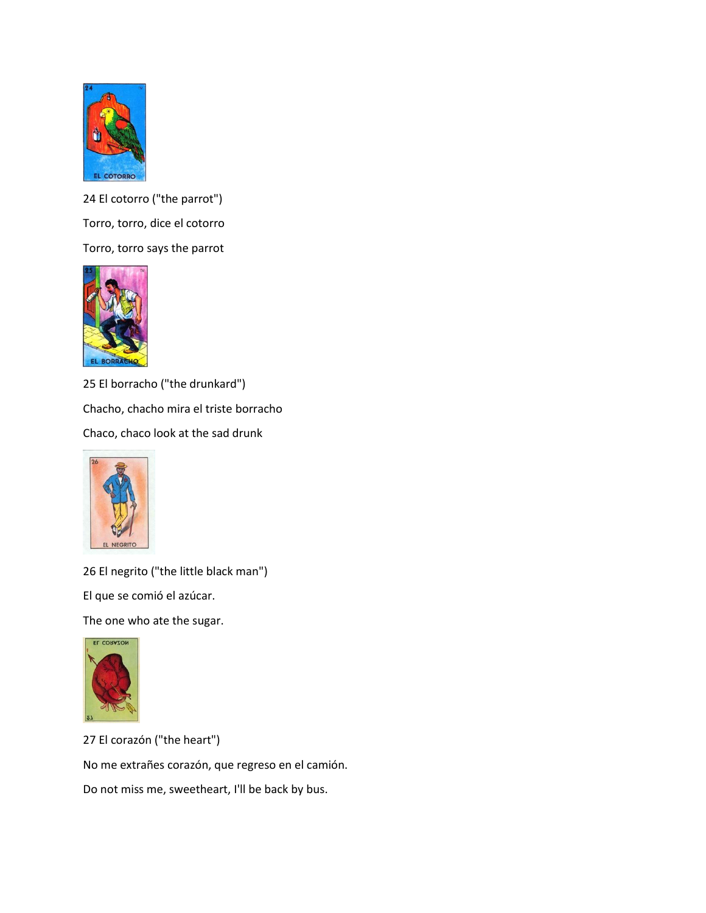24 El cotorro ("the parrot")

Torro, torro, dice el cotorro

Torro, torro says the parrot

25 El borracho ("the drunkard")

Chacho, chacho mira el triste borracho

Chaco, chaco look at the sad drunk

26 El negrito ("the little black man")

El que se comió el azúcar.

The one who ate the sugar.

27 El corazón ("the heart")

No me extrañes corazón, que regreso en el camión.

Do not miss me, sweetheart, I'll be back by bus.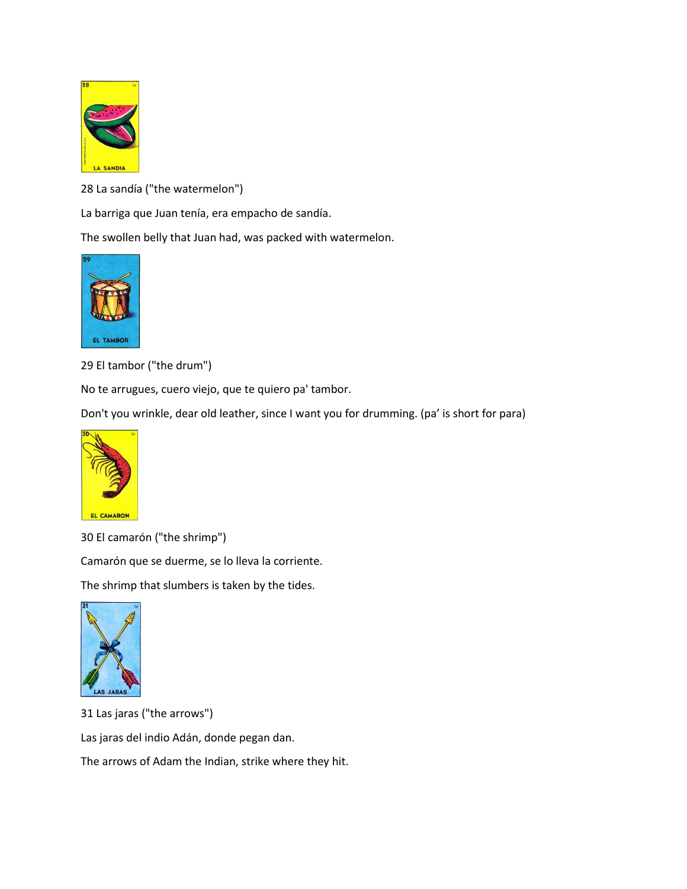28 La sandía ("the watermelon")

La barriga que Juan tenía, era empacho de sandía.

The swollen belly that Juan had, was packed with watermelon.

29 El tambor ("the drum")

No te arrugues, cuero viejo, que te quiero pa' tambor.

Don't you wrinkle, dear old leather, since I want you for drumming. (pa' is short for para)

30 El camarón ("the shrimp")

Camarón que se duerme, se lo lleva la corriente.

The shrimp that slumbers is taken by the tides.

31 Las jaras ("the arrows")

Las jaras del indio Adán, donde pegan dan.

The arrows of Adam the Indian, strike where they hit.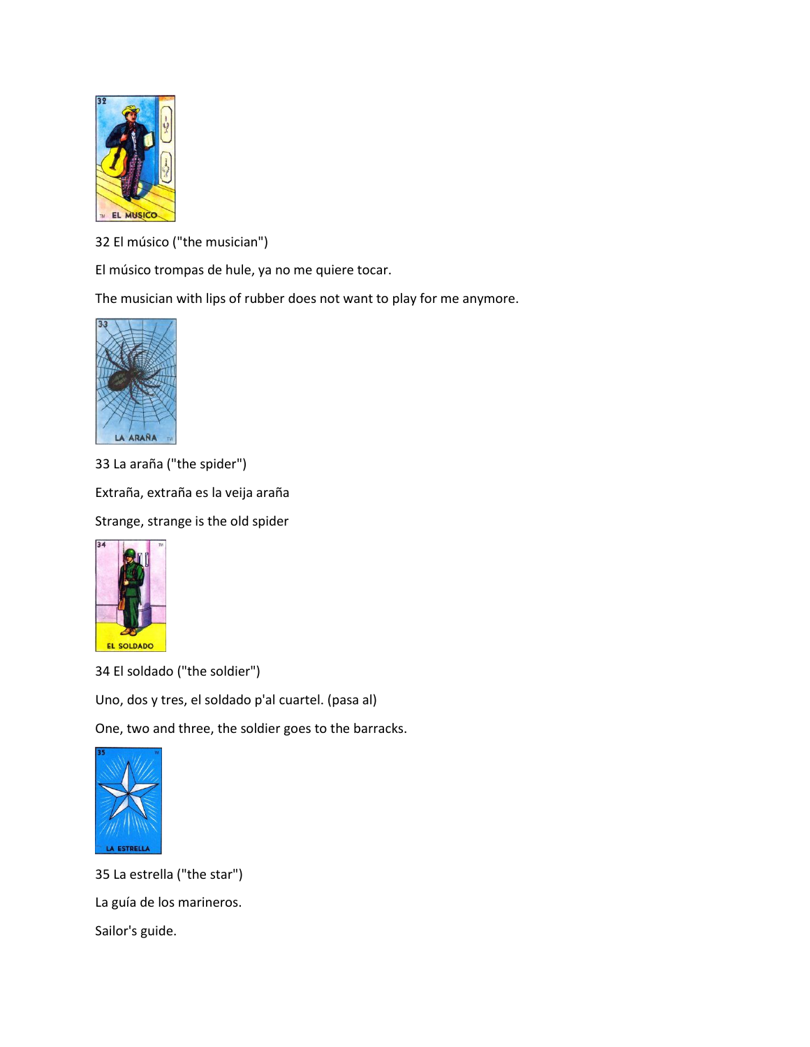32 El músico ("the musician")

El músico trompas de hule, ya no me quiere tocar.

The musician with lips of rubber does not want to play for me anymore.

33 La araña ("the spider")

Extraña, extraña es la veija araña

Strange, strange is the old spider

34 El soldado ("the soldier")

Uno, dos y tres, el soldado p'al cuartel. (pasa al)

One, two and three, the soldier goes to the barracks.

35 La estrella ("the star")

La guía de los marineros.

Sailor's guide.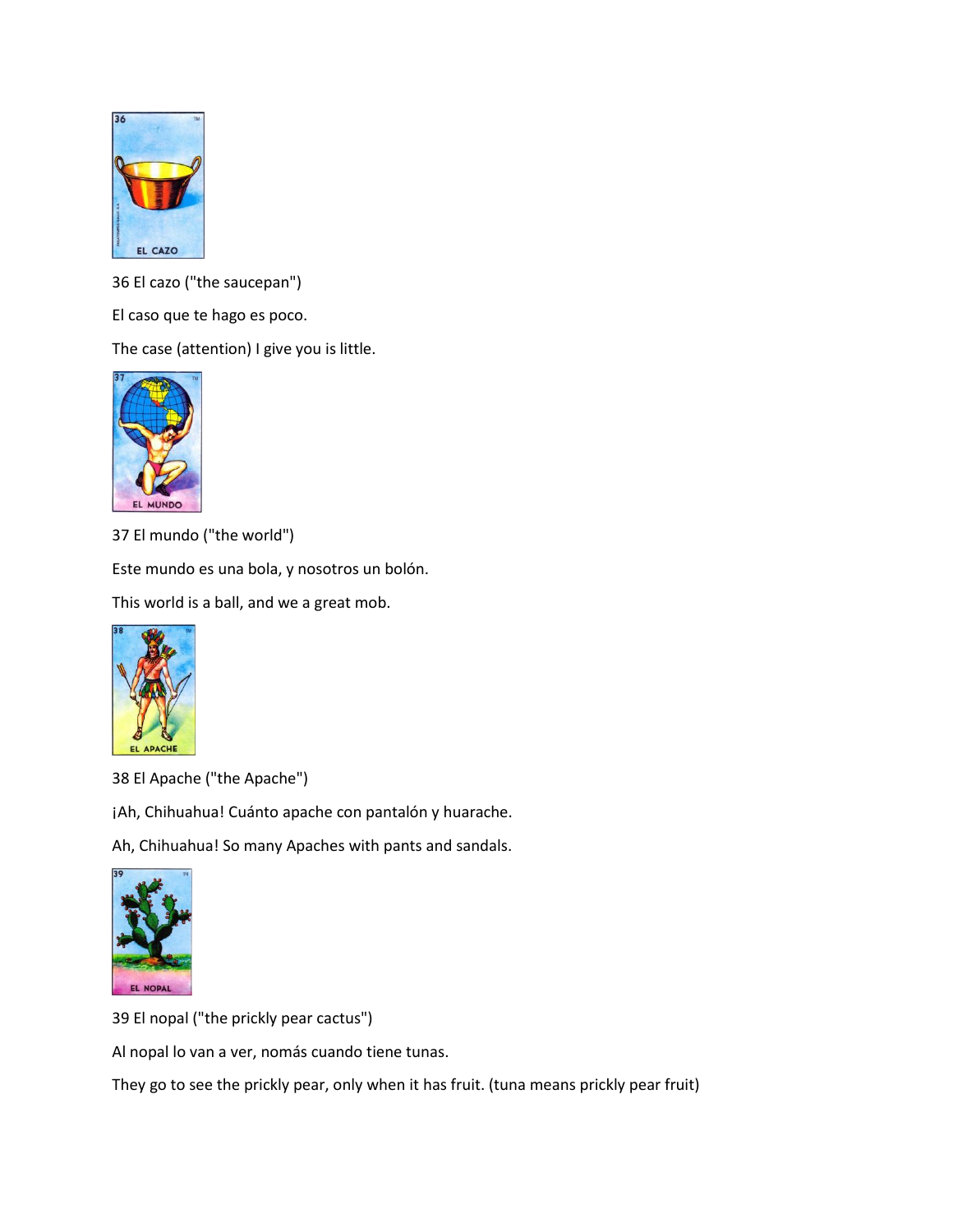36 El cazo ("the saucepan")

El caso que te hago es poco.

The case (attention) I give you is little.

37 El mundo ("the world")

Este mundo es una bola, y nosotros un bolón.

This world is a ball, and we a great mob.

38 El Apache ("the Apache")

¡Ah, Chihuahua! Cuánto apache con pantalón y huarache.

Ah, Chihuahua! So many Apaches with pants and sandals.

39 El nopal ("the prickly pear cactus")

Al nopal lo van a ver, nomás cuando tiene tunas.

They go to see the prickly pear, only when it has fruit. (tuna means prickly pear fruit)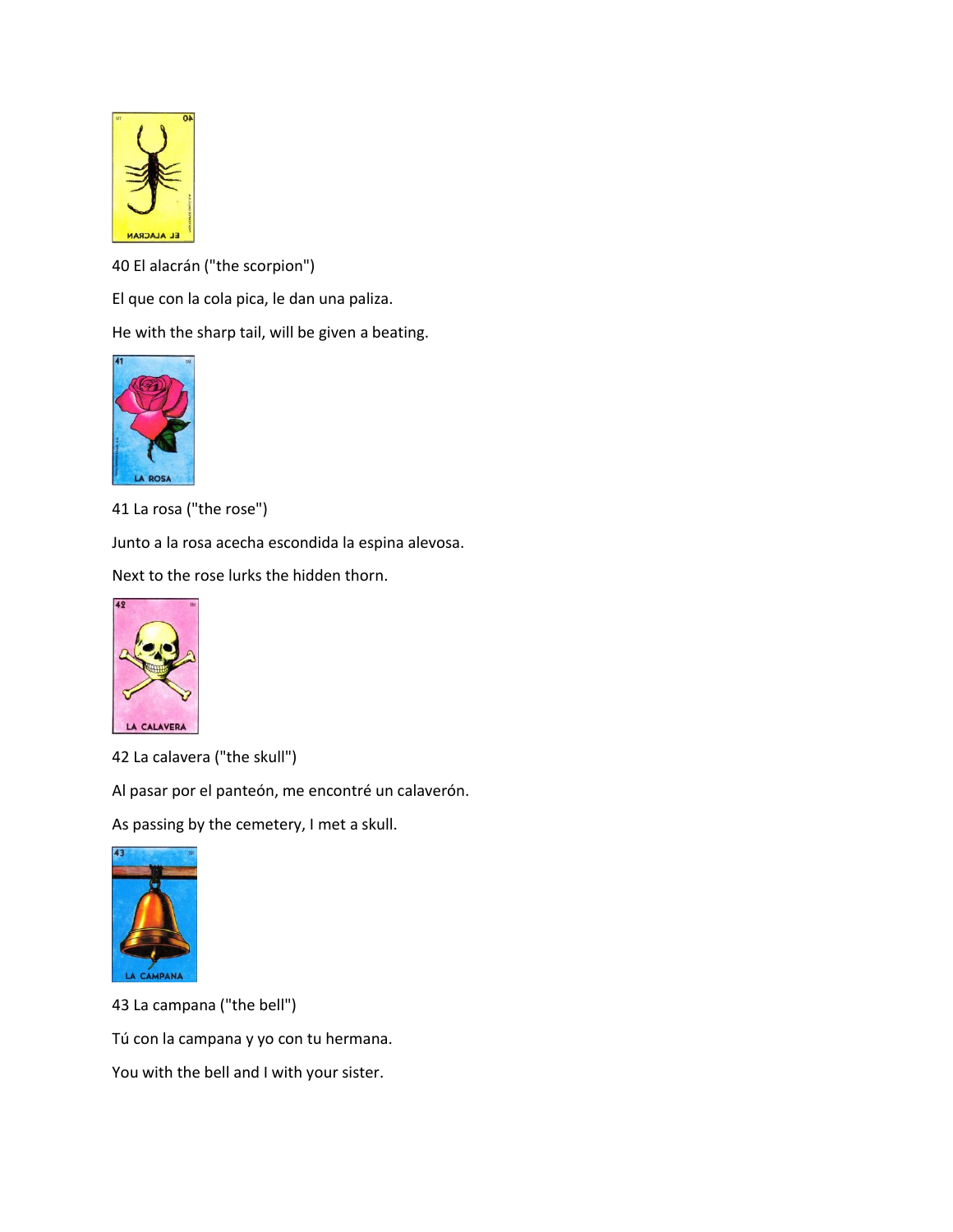40 El alacrán ("the scorpion")

El que con la cola pica, le dan una paliza.

He with the sharp tail, will be given a beating.

41 La rosa ("the rose")

Junto a la rosa acecha escondida la espina alevosa.

Next to the rose lurks the hidden thorn.

42 La calavera ("the skull")

Al pasar por el panteón, me encontré un calaverón.

As passing by the cemetery, I met a skull.

43 La campana ("the bell")

Tú con la campana y yo con tu hermana.

You with the bell and I with your sister.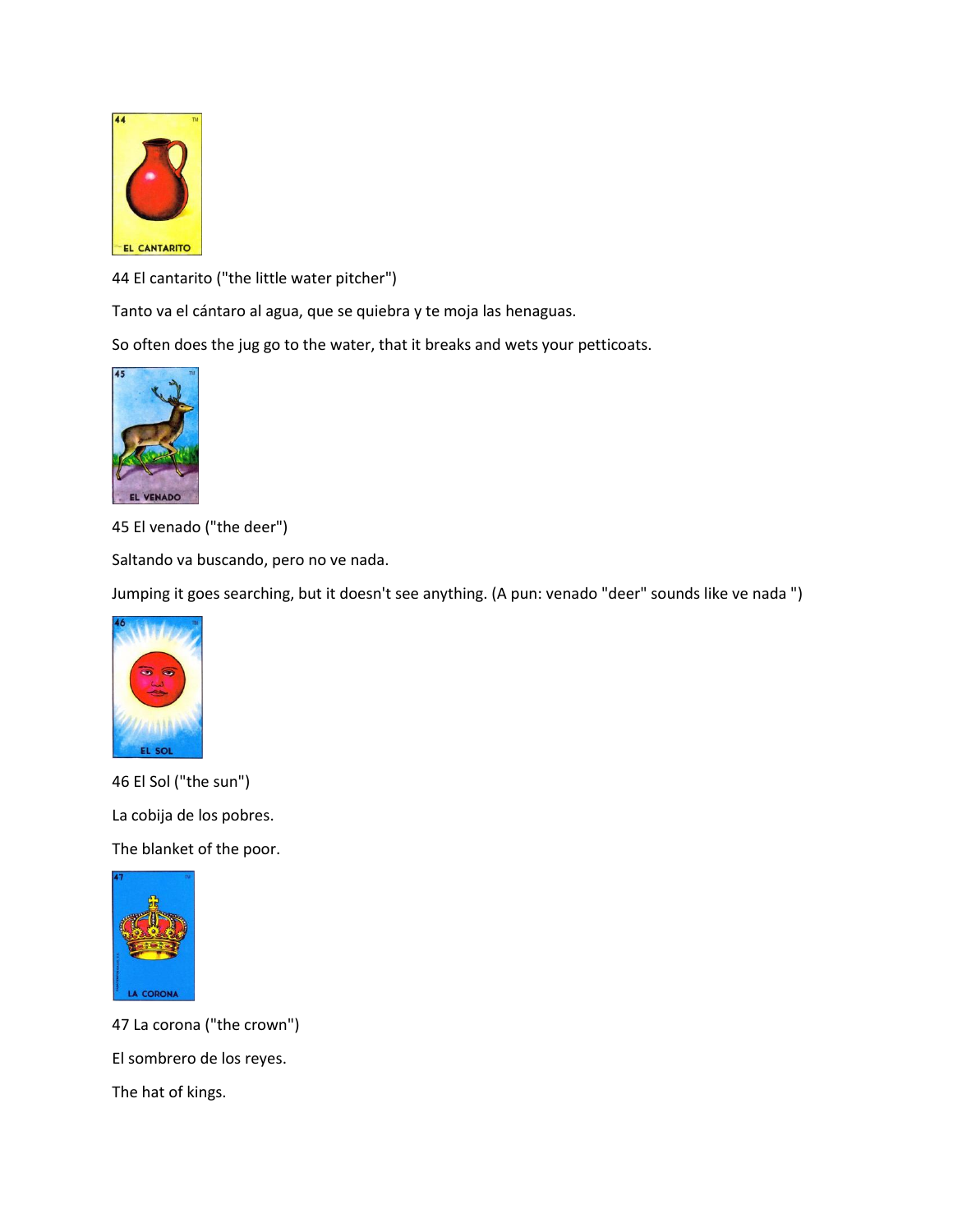44 El cantarito ("the little water pitcher")

Tanto va el cántaro al agua, que se quiebra y te moja las henaguas.

So often does the jug go to the water, that it breaks and wets your petticoats.

45 El venado ("the deer")

Saltando va buscando, pero no ve nada.

Jumping it goes searching, but it doesn't see anything. (A pun: venado "deer" sounds like ve nada ")

46 El Sol ("the sun")

La cobija de los pobres.

The blanket of the poor.

47 La corona ("the crown")

El sombrero de los reyes.

The hat of kings.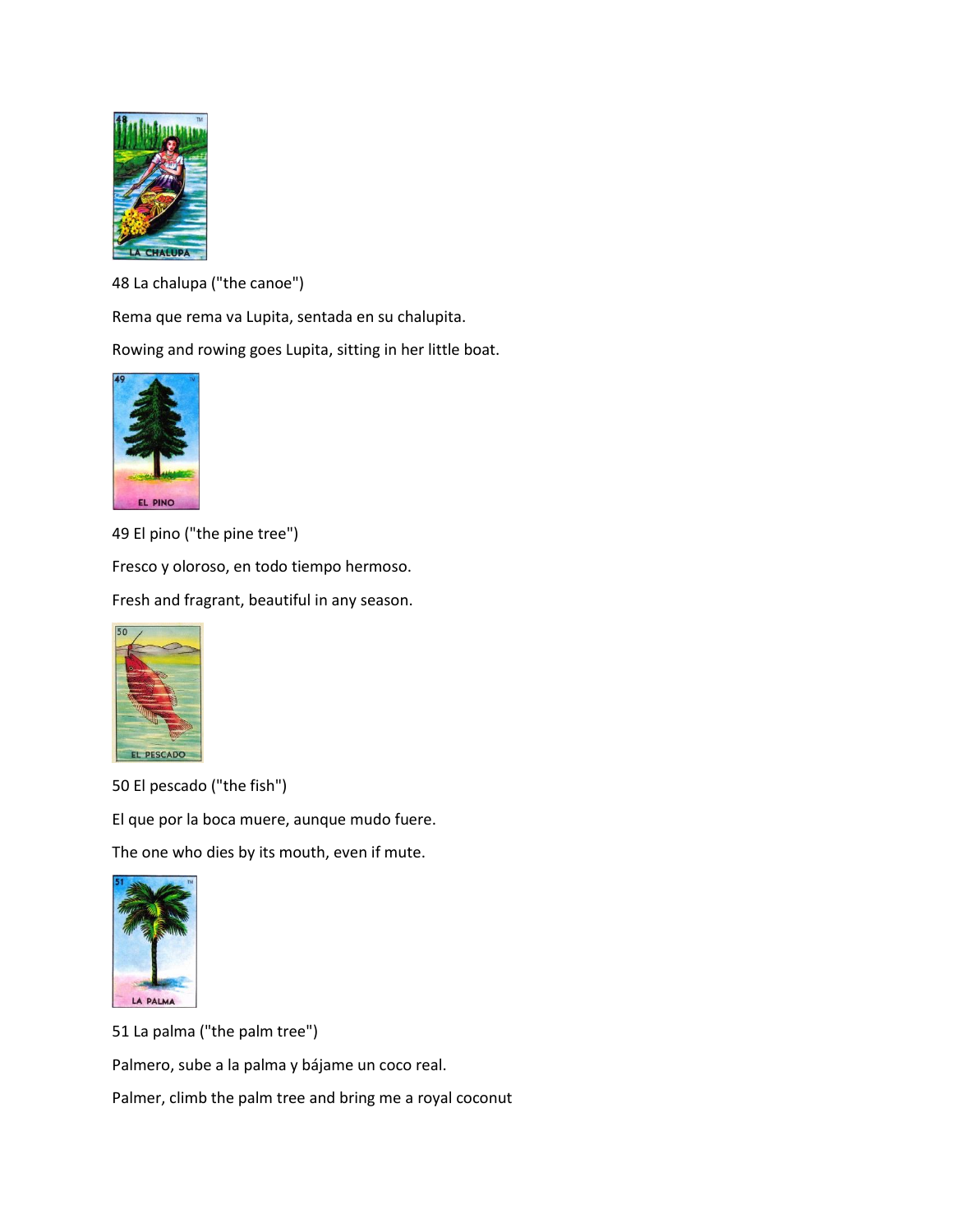48 La chalupa ("the canoe")

Rema que rema va Lupita, sentada en su chalupita.

Rowing and rowing goes Lupita, sitting in her little boat.

49 El pino ("the pine tree")

Fresco y oloroso, en todo tiempo hermoso.

Fresh and fragrant, beautiful in any season.

50 El pescado ("the fish")

El que por la boca muere, aunque mudo fuere.

The one who dies by its mouth, even if mute.

51 La palma ("the palm tree")

Palmero, sube a la palma y bájame un coco real.

Palmer, climb the palm tree and bring me a royal coconut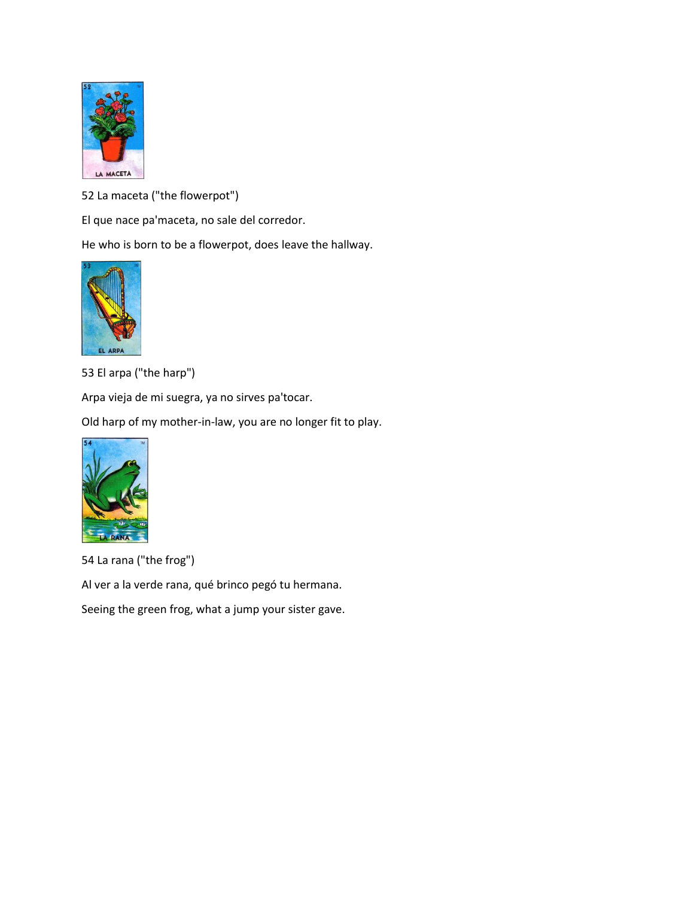52 La maceta ("the flowerpot")

El que nace pa'maceta, no sale del corredor.

He who is born to be a flowerpot, does leave the hallway.

53 El arpa ("the harp")

Arpa vieja de mi suegra, ya no sirves pa'tocar.

Old harp of my mother-in-law, you are no longer fit to play.

54 La rana ("the frog")

Al ver a la verde rana, qué brinco pegó tu hermana.

Seeing the green frog, what a jump your sister gave.